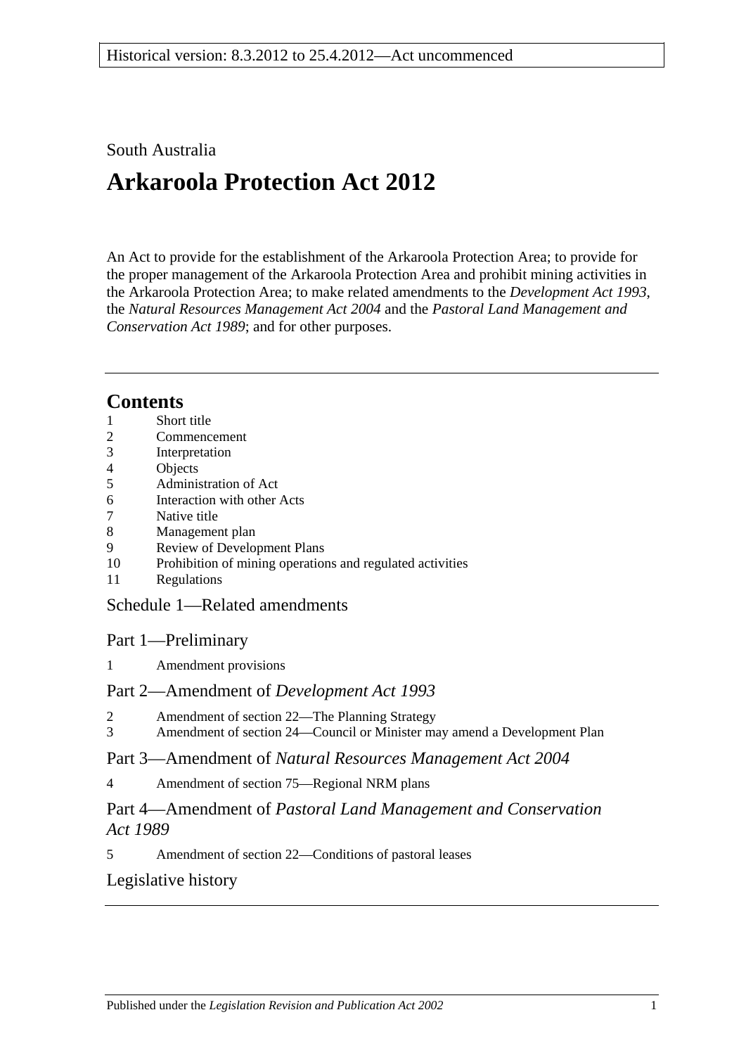Historical version: 8.3.2012 to 25.4.2012—Act uncommenced

South Australia

# Arkaroola Protection Act 2012

An Act to provide for the establishment of the Arkaroola Protection Area; to provide for the proper management of the Arkaroola Protection Area and prohibit mining activities in the Arkaroola Protection Area; to make related amendments to the *Development Act 1993*, the *Natural Resources Management Act 2004* and the *Pastoral Land Management and Conservation Act 1989*; and for other purposes.

## Contents

1 Short title
2 Commencement
3 Interpretation
4 Objects
5 Administration of Act
6 Interaction with other Acts
7 Native title
8 Management plan
9 Review of Development Plans
10 Prohibition of mining operations and regulated activities
11 Regulations

Schedule 1—Related amendments

Part 1—Preliminary

1 Amendment provisions

Part 2—Amendment of *Development Act 1993*

2 Amendment of section 22—The Planning Strategy
3 Amendment of section 24—Council or Minister may amend a Development Plan

Part 3—Amendment of *Natural Resources Management Act 2004*

4 Amendment of section 75—Regional NRM plans

Part 4—Amendment of *Pastoral Land Management and Conservation Act 1989*

5 Amendment of section 22—Conditions of pastoral leases

Legislative history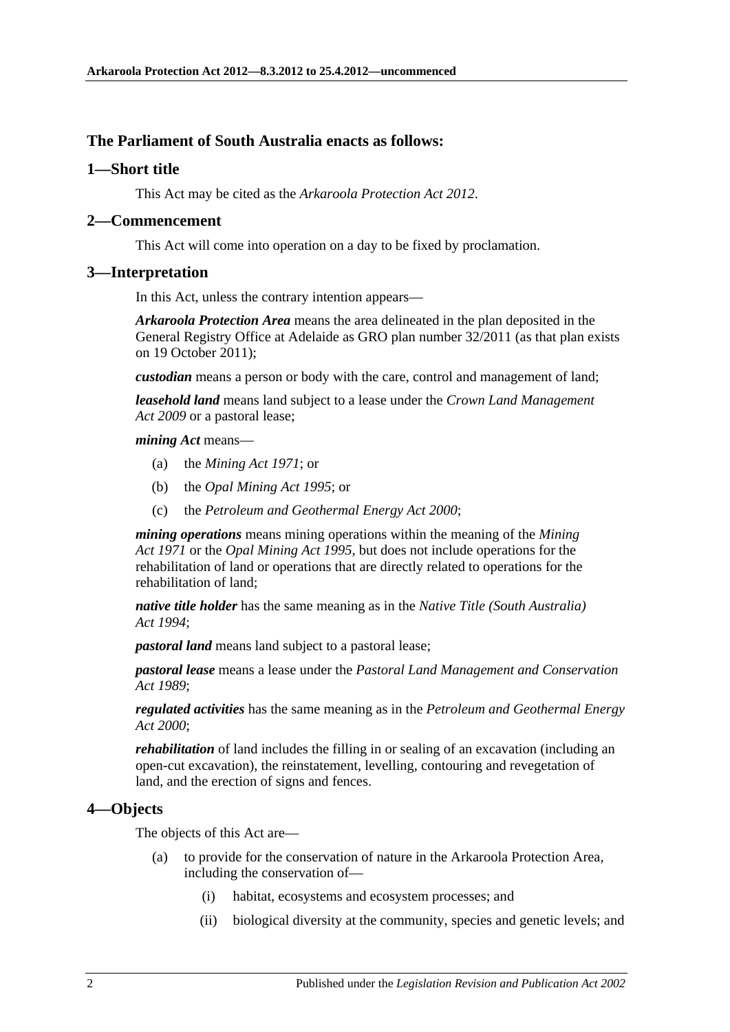**The Parliament of South Australia enacts as follows:**

## 1—Short title

This Act may be cited as the *Arkaroola Protection Act 2012*.

## 2—Commencement

This Act will come into operation on a day to be fixed by proclamation.

## 3—Interpretation

In this Act, unless the contrary intention appears—

***Arkaroola Protection Area*** means the area delineated in the plan deposited in the General Registry Office at Adelaide as GRO plan number 32/2011 (as that plan exists on 19 October 2011);

***custodian*** means a person or body with the care, control and management of land;

***leasehold land*** means land subject to a lease under the *Crown Land Management Act 2009* or a pastoral lease;

***mining Act*** means—

- (a) the *Mining Act 1971*; or
- (b) the *Opal Mining Act 1995*; or
- (c) the *Petroleum and Geothermal Energy Act 2000*;

***mining operations*** means mining operations within the meaning of the *Mining Act 1971* or the *Opal Mining Act 1995*, but does not include operations for the rehabilitation of land or operations that are directly related to operations for the rehabilitation of land;

***native title holder*** has the same meaning as in the *Native Title (South Australia) Act 1994*;

***pastoral land*** means land subject to a pastoral lease;

***pastoral lease*** means a lease under the *Pastoral Land Management and Conservation Act 1989*;

***regulated activities*** has the same meaning as in the *Petroleum and Geothermal Energy Act 2000*;

***rehabilitation*** of land includes the filling in or sealing of an excavation (including an open-cut excavation), the reinstatement, levelling, contouring and revegetation of land, and the erection of signs and fences.

## 4—Objects

The objects of this Act are—

- (a) to provide for the conservation of nature in the Arkaroola Protection Area, including the conservation of—
  - (i) habitat, ecosystems and ecosystem processes; and
  - (ii) biological diversity at the community, species and genetic levels; and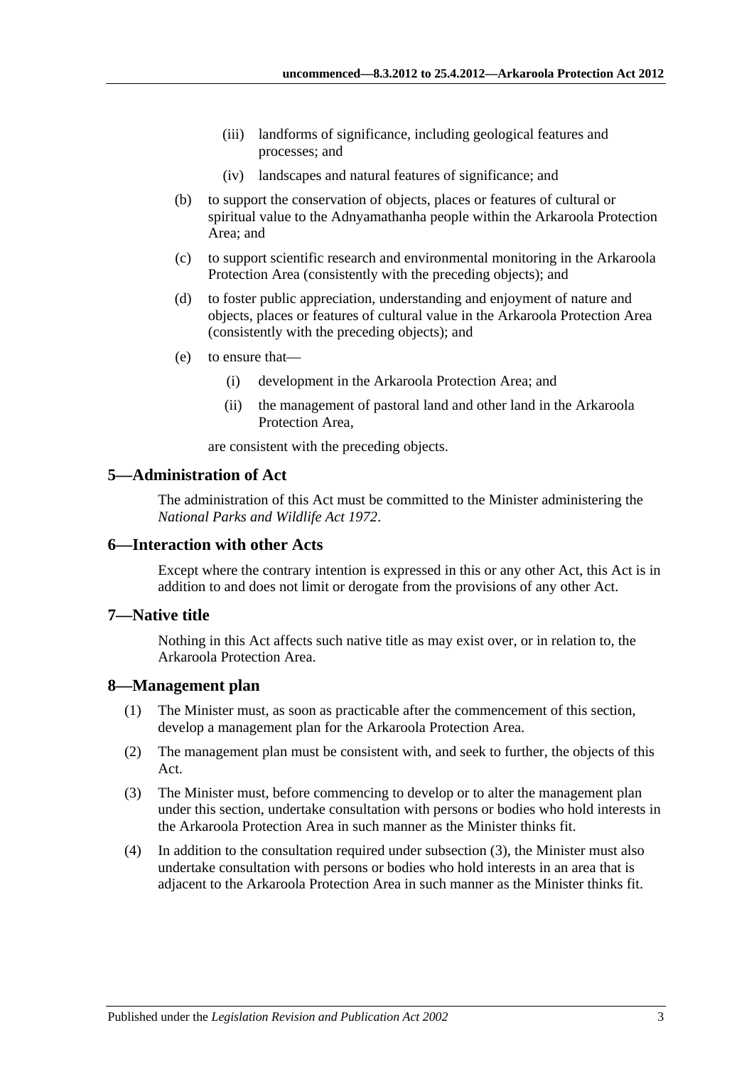(iii) landforms of significance, including geological features and processes; and

(iv) landscapes and natural features of significance; and

(b) to support the conservation of objects, places or features of cultural or spiritual value to the Adnyamathanha people within the Arkaroola Protection Area; and

(c) to support scientific research and environmental monitoring in the Arkaroola Protection Area (consistently with the preceding objects); and

(d) to foster public appreciation, understanding and enjoyment of nature and objects, places or features of cultural value in the Arkaroola Protection Area (consistently with the preceding objects); and

(e) to ensure that—

(i) development in the Arkaroola Protection Area; and

(ii) the management of pastoral land and other land in the Arkaroola Protection Area,

are consistent with the preceding objects.

## 5—Administration of Act

The administration of this Act must be committed to the Minister administering the *National Parks and Wildlife Act 1972*.

## 6—Interaction with other Acts

Except where the contrary intention is expressed in this or any other Act, this Act is in addition to and does not limit or derogate from the provisions of any other Act.

## 7—Native title

Nothing in this Act affects such native title as may exist over, or in relation to, the Arkaroola Protection Area.

## 8—Management plan

(1) The Minister must, as soon as practicable after the commencement of this section, develop a management plan for the Arkaroola Protection Area.

(2) The management plan must be consistent with, and seek to further, the objects of this Act.

(3) The Minister must, before commencing to develop or to alter the management plan under this section, undertake consultation with persons or bodies who hold interests in the Arkaroola Protection Area in such manner as the Minister thinks fit.

(4) In addition to the consultation required under subsection (3), the Minister must also undertake consultation with persons or bodies who hold interests in an area that is adjacent to the Arkaroola Protection Area in such manner as the Minister thinks fit.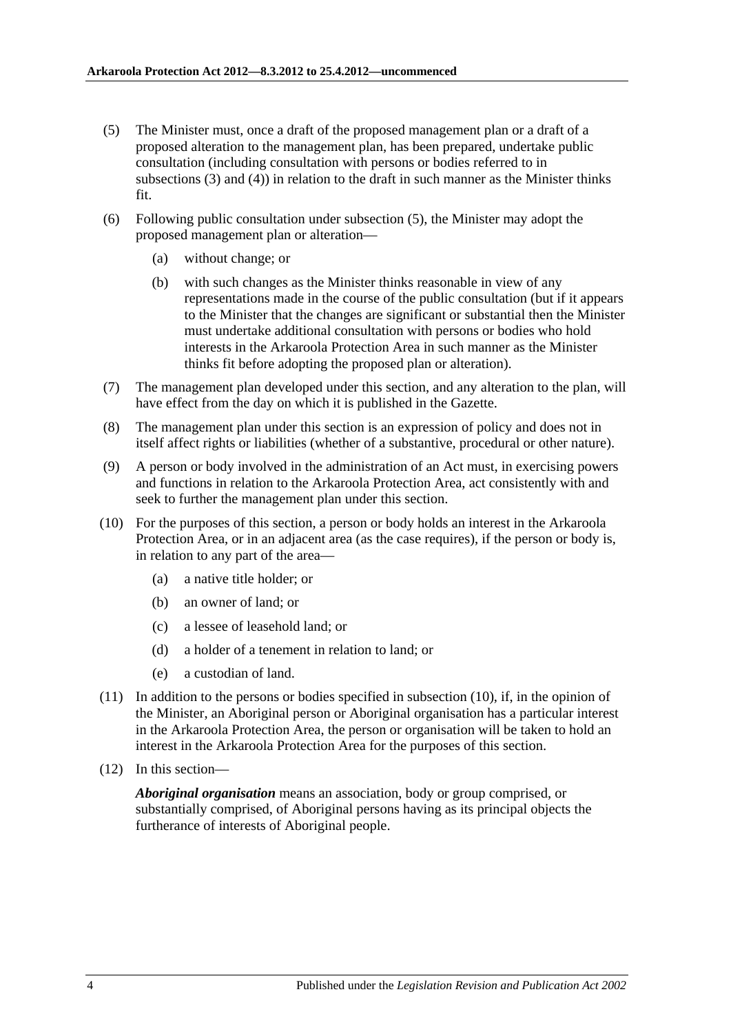(5) The Minister must, once a draft of the proposed management plan or a draft of a proposed alteration to the management plan, has been prepared, undertake public consultation (including consultation with persons or bodies referred to in subsections (3) and (4)) in relation to the draft in such manner as the Minister thinks fit.

(6) Following public consultation under subsection (5), the Minister may adopt the proposed management plan or alteration—

(a) without change; or

(b) with such changes as the Minister thinks reasonable in view of any representations made in the course of the public consultation (but if it appears to the Minister that the changes are significant or substantial then the Minister must undertake additional consultation with persons or bodies who hold interests in the Arkaroola Protection Area in such manner as the Minister thinks fit before adopting the proposed plan or alteration).

(7) The management plan developed under this section, and any alteration to the plan, will have effect from the day on which it is published in the Gazette.

(8) The management plan under this section is an expression of policy and does not in itself affect rights or liabilities (whether of a substantive, procedural or other nature).

(9) A person or body involved in the administration of an Act must, in exercising powers and functions in relation to the Arkaroola Protection Area, act consistently with and seek to further the management plan under this section.

(10) For the purposes of this section, a person or body holds an interest in the Arkaroola Protection Area, or in an adjacent area (as the case requires), if the person or body is, in relation to any part of the area—

(a) a native title holder; or

(b) an owner of land; or

(c) a lessee of leasehold land; or

(d) a holder of a tenement in relation to land; or

(e) a custodian of land.

(11) In addition to the persons or bodies specified in subsection (10), if, in the opinion of the Minister, an Aboriginal person or Aboriginal organisation has a particular interest in the Arkaroola Protection Area, the person or organisation will be taken to hold an interest in the Arkaroola Protection Area for the purposes of this section.

(12) In this section—

***Aboriginal organisation*** means an association, body or group comprised, or substantially comprised, of Aboriginal persons having as its principal objects the furtherance of interests of Aboriginal people.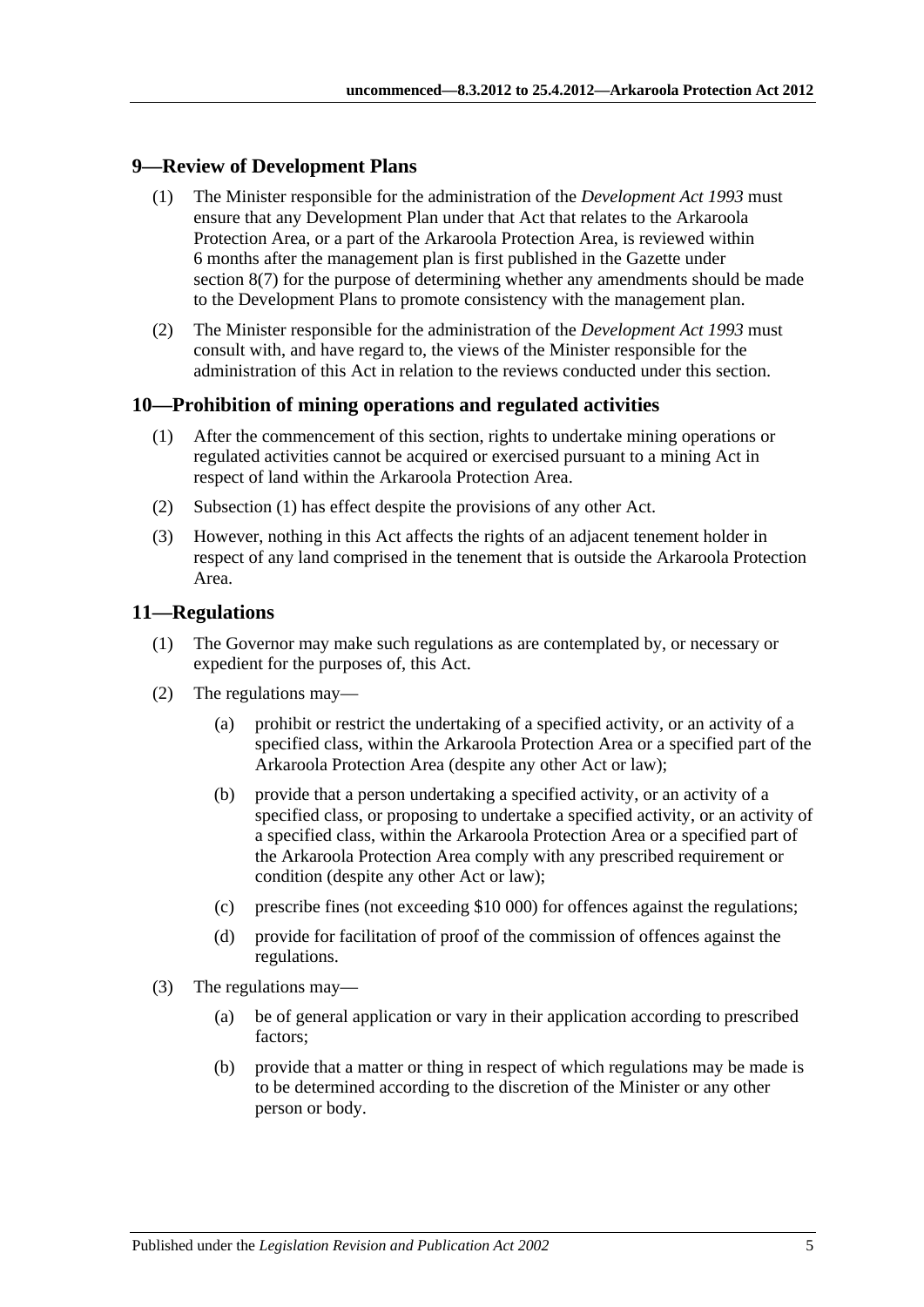## 9—Review of Development Plans

(1) The Minister responsible for the administration of the *Development Act 1993* must ensure that any Development Plan under that Act that relates to the Arkaroola Protection Area, or a part of the Arkaroola Protection Area, is reviewed within 6 months after the management plan is first published in the Gazette under section 8(7) for the purpose of determining whether any amendments should be made to the Development Plans to promote consistency with the management plan.

(2) The Minister responsible for the administration of the *Development Act 1993* must consult with, and have regard to, the views of the Minister responsible for the administration of this Act in relation to the reviews conducted under this section.

## 10—Prohibition of mining operations and regulated activities

(1) After the commencement of this section, rights to undertake mining operations or regulated activities cannot be acquired or exercised pursuant to a mining Act in respect of land within the Arkaroola Protection Area.

(2) Subsection (1) has effect despite the provisions of any other Act.

(3) However, nothing in this Act affects the rights of an adjacent tenement holder in respect of any land comprised in the tenement that is outside the Arkaroola Protection Area.

## 11—Regulations

(1) The Governor may make such regulations as are contemplated by, or necessary or expedient for the purposes of, this Act.

(2) The regulations may—

- (a) prohibit or restrict the undertaking of a specified activity, or an activity of a specified class, within the Arkaroola Protection Area or a specified part of the Arkaroola Protection Area (despite any other Act or law);
- (b) provide that a person undertaking a specified activity, or an activity of a specified class, or proposing to undertake a specified activity, or an activity of a specified class, within the Arkaroola Protection Area or a specified part of the Arkaroola Protection Area comply with any prescribed requirement or condition (despite any other Act or law);
- (c) prescribe fines (not exceeding $10 000) for offences against the regulations;
- (d) provide for facilitation of proof of the commission of offences against the regulations.

(3) The regulations may—

- (a) be of general application or vary in their application according to prescribed factors;
- (b) provide that a matter or thing in respect of which regulations may be made is to be determined according to the discretion of the Minister or any other person or body.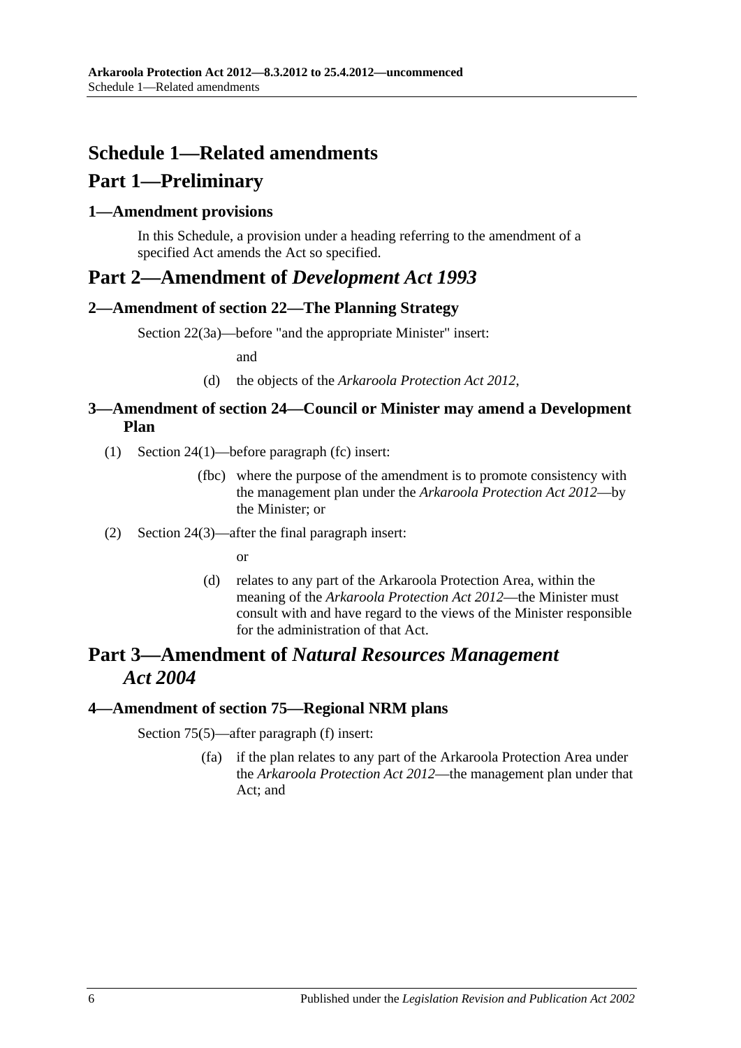# Schedule 1—Related amendments

## Part 1—Preliminary

### 1—Amendment provisions

In this Schedule, a provision under a heading referring to the amendment of a specified Act amends the Act so specified.

## Part 2—Amendment of *Development Act 1993*

### 2—Amendment of section 22—The Planning Strategy

Section 22(3a)—before "and the appropriate Minister" insert:

and

(d) the objects of the *Arkaroola Protection Act 2012*,

### 3—Amendment of section 24—Council or Minister may amend a Development Plan

(1) Section 24(1)—before paragraph (fc) insert:

(fbc) where the purpose of the amendment is to promote consistency with the management plan under the *Arkaroola Protection Act 2012*—by the Minister; or

(2) Section 24(3)—after the final paragraph insert:

or

(d) relates to any part of the Arkaroola Protection Area, within the meaning of the *Arkaroola Protection Act 2012*—the Minister must consult with and have regard to the views of the Minister responsible for the administration of that Act.

## Part 3—Amendment of *Natural Resources Management Act 2004*

### 4—Amendment of section 75—Regional NRM plans

Section 75(5)—after paragraph (f) insert:

(fa) if the plan relates to any part of the Arkaroola Protection Area under the *Arkaroola Protection Act 2012*—the management plan under that Act; and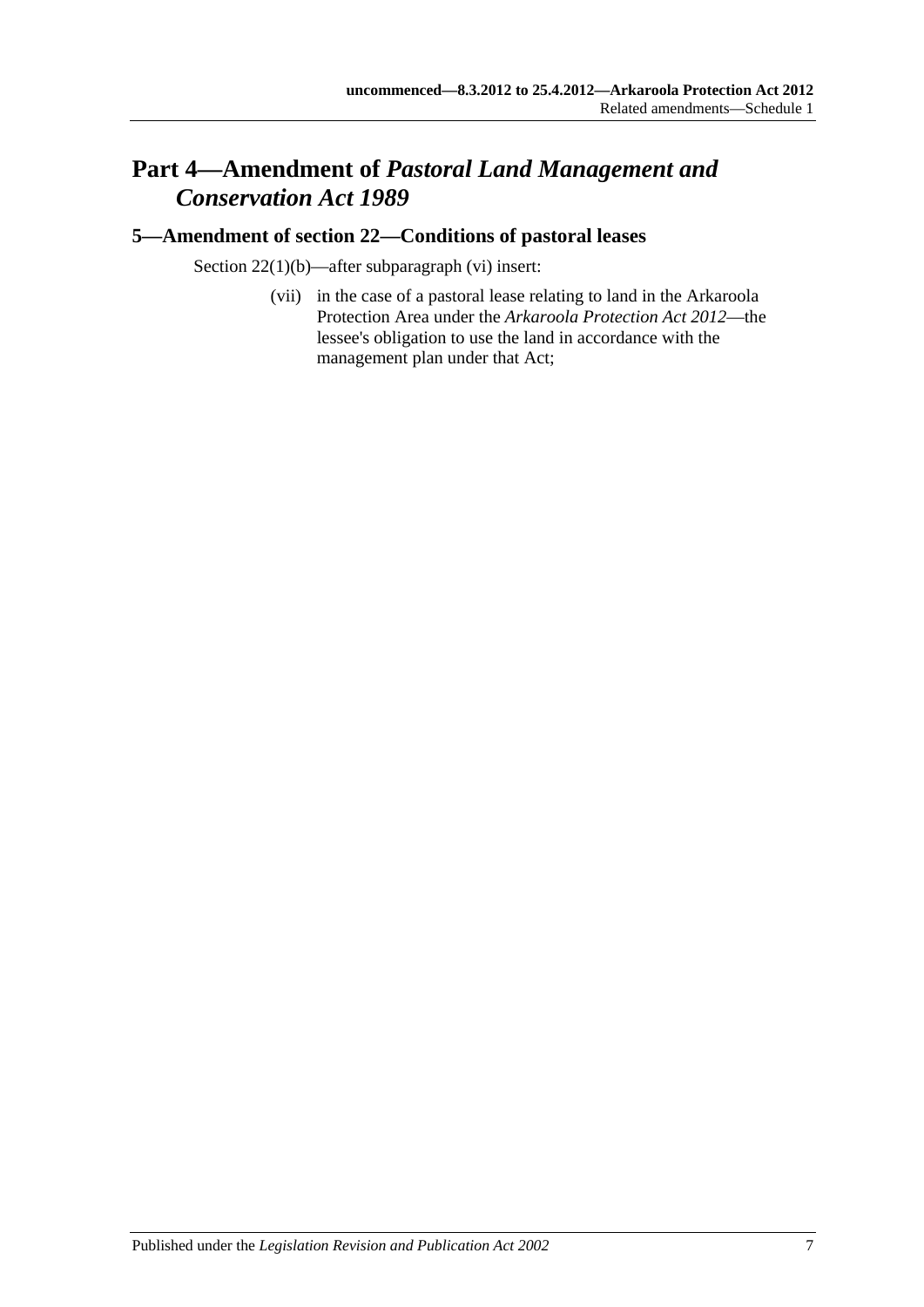## Part 4—Amendment of *Pastoral Land Management and Conservation Act 1989*

### 5—Amendment of section 22—Conditions of pastoral leases

Section 22(1)(b)—after subparagraph (vi) insert:

(vii) in the case of a pastoral lease relating to land in the Arkaroola Protection Area under the *Arkaroola Protection Act 2012*—the lessee's obligation to use the land in accordance with the management plan under that Act;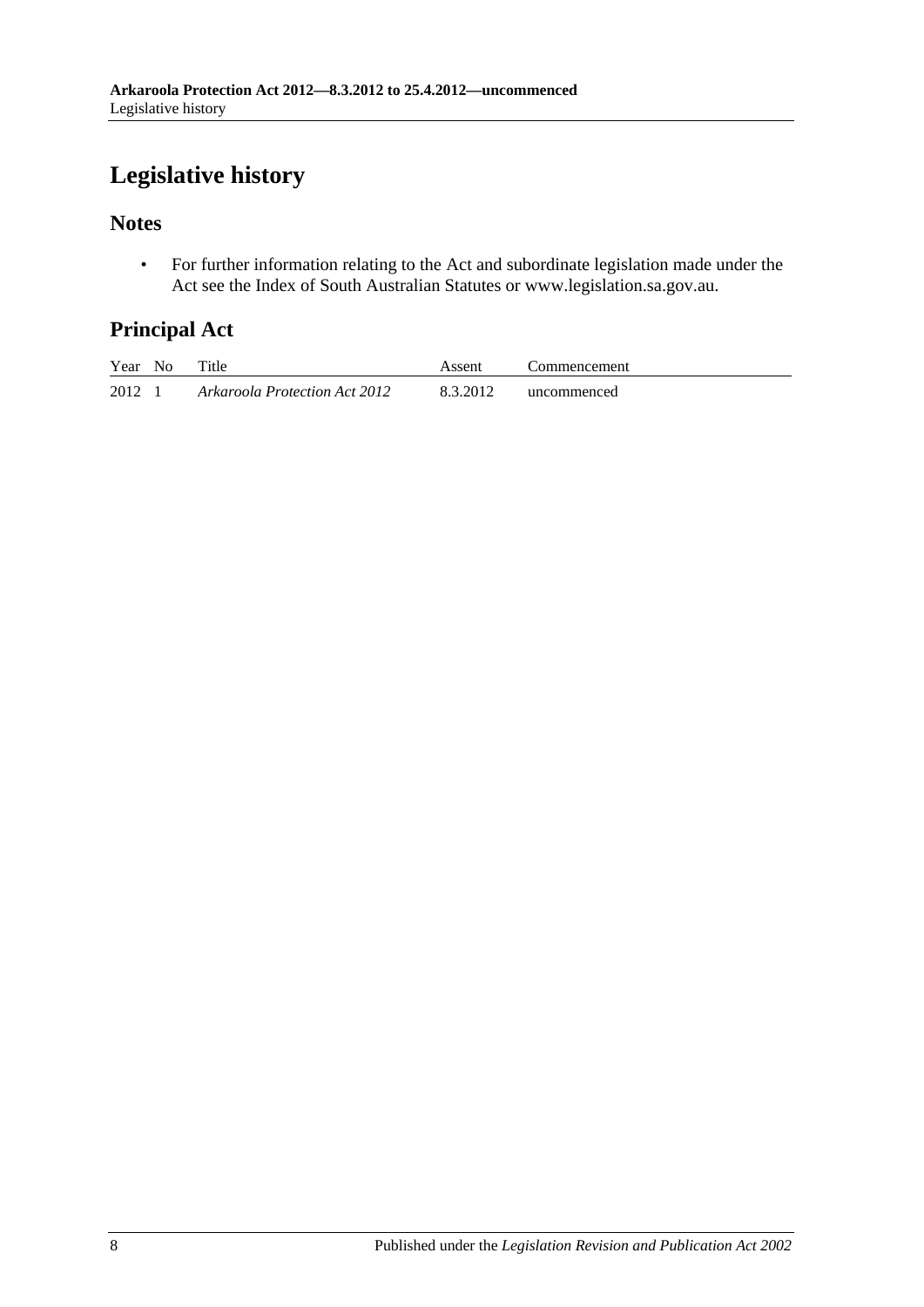# Legislative history

## Notes

- For further information relating to the Act and subordinate legislation made under the Act see the Index of South Australian Statutes or www.legislation.sa.gov.au.

## Principal Act

| Year | No | Title | Assent | Commencement |
|---|---|---|---|---|
| 2012 | 1 | *Arkaroola Protection Act 2012* | 8.3.2012 | uncommenced |